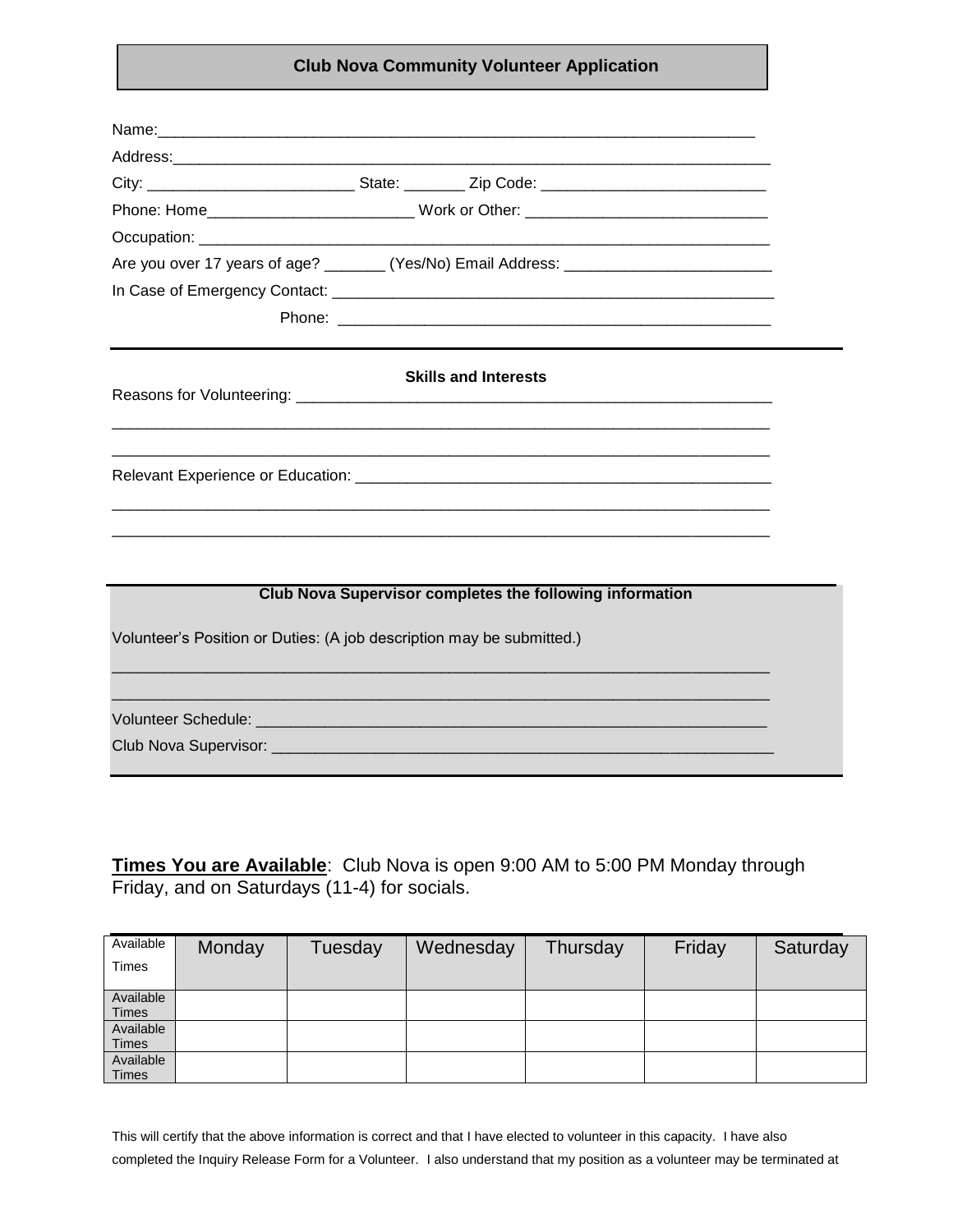## Club Nova Community Volunteer Application

Name:\_\_\_\_\_\_\_\_\_\_\_\_\_\_\_\_\_\_\_\_\_\_\_\_\_\_\_\_\_\_\_\_\_\_\_\_\_\_\_\_\_\_\_\_\_\_\_\_\_\_\_\_\_\_\_\_\_\_\_\_\_\_\_\_\_\_\_\_\_

Address:\_\_\_\_\_\_\_\_\_\_\_\_\_\_\_\_\_\_\_\_\_\_\_\_\_\_\_\_\_\_\_\_\_\_\_\_\_\_\_\_\_\_\_\_\_\_\_\_\_\_\_\_\_\_\_\_\_\_\_\_\_\_\_\_\_\_\_\_\_

City: \_\_\_\_\_\_\_\_\_\_\_\_\_\_\_\_\_\_\_\_\_\_\_\_ State: \_\_\_\_\_\_\_ Zip Code: \_\_\_\_\_\_\_\_\_\_\_\_\_\_\_\_\_\_\_\_\_\_\_\_\_\_

Phone: Home\_\_\_\_\_\_\_\_\_\_\_\_\_\_\_\_\_\_\_\_\_\_\_\_ Work or Other: \_\_\_\_\_\_\_\_\_\_\_\_\_\_\_\_\_\_\_\_\_\_\_\_\_\_\_\_

Occupation: \_\_\_\_\_\_\_\_\_\_\_\_\_\_\_\_\_\_\_\_\_\_\_\_\_\_\_\_\_\_\_\_\_\_\_\_\_\_\_\_\_\_\_\_\_\_\_\_\_\_\_\_\_\_\_\_\_\_\_\_\_\_\_\_\_\_\_

Are you over 17 years of age? \_\_\_\_\_\_\_ (Yes/No) Email Address: \_\_\_\_\_\_\_\_\_\_\_\_\_\_\_\_\_\_\_\_\_\_\_\_

In Case of Emergency Contact: \_\_\_\_\_\_\_\_\_\_\_\_\_\_\_\_\_\_\_\_\_\_\_\_\_\_\_\_\_\_\_\_\_\_\_\_\_\_\_\_\_\_\_\_\_\_\_\_\_\_\_\_\_

Phone: \_\_\_\_\_\_\_\_\_\_\_\_\_\_\_\_\_\_\_\_\_\_\_\_\_\_\_\_\_\_\_\_\_\_\_\_\_\_\_\_\_\_\_\_\_\_\_\_\_\_\_\_

---

### Skills and Interests

Reasons for Volunteering: \_\_\_\_\_\_\_\_\_\_\_\_\_\_\_\_\_\_\_\_\_\_\_\_\_\_\_\_\_\_\_\_\_\_\_\_\_\_\_\_\_\_\_\_\_\_\_\_\_\_\_\_\_\_\_\_\_

\_\_\_\_\_\_\_\_\_\_\_\_\_\_\_\_\_\_\_\_\_\_\_\_\_\_\_\_\_\_\_\_\_\_\_\_\_\_\_\_\_\_\_\_\_\_\_\_\_\_\_\_\_\_\_\_\_\_\_\_\_\_\_\_\_\_\_\_\_\_\_\_\_\_\_\_\_\_

\_\_\_\_\_\_\_\_\_\_\_\_\_\_\_\_\_\_\_\_\_\_\_\_\_\_\_\_\_\_\_\_\_\_\_\_\_\_\_\_\_\_\_\_\_\_\_\_\_\_\_\_\_\_\_\_\_\_\_\_\_\_\_\_\_\_\_\_\_\_\_\_\_\_\_\_\_\_

Relevant Experience or Education: \_\_\_\_\_\_\_\_\_\_\_\_\_\_\_\_\_\_\_\_\_\_\_\_\_\_\_\_\_\_\_\_\_\_\_\_\_\_\_\_\_\_\_\_\_\_\_\_\_\_

\_\_\_\_\_\_\_\_\_\_\_\_\_\_\_\_\_\_\_\_\_\_\_\_\_\_\_\_\_\_\_\_\_\_\_\_\_\_\_\_\_\_\_\_\_\_\_\_\_\_\_\_\_\_\_\_\_\_\_\_\_\_\_\_\_\_\_\_\_\_\_\_\_\_\_\_\_\_

\_\_\_\_\_\_\_\_\_\_\_\_\_\_\_\_\_\_\_\_\_\_\_\_\_\_\_\_\_\_\_\_\_\_\_\_\_\_\_\_\_\_\_\_\_\_\_\_\_\_\_\_\_\_\_\_\_\_\_\_\_\_\_\_\_\_\_\_\_\_\_\_\_\_\_\_\_\_

---

### Club Nova Supervisor completes the following information

Volunteer's Position or Duties: (A job description may be submitted.)

\_\_\_\_\_\_\_\_\_\_\_\_\_\_\_\_\_\_\_\_\_\_\_\_\_\_\_\_\_\_\_\_\_\_\_\_\_\_\_\_\_\_\_\_\_\_\_\_\_\_\_\_\_\_\_\_\_\_\_\_\_\_\_\_\_\_\_\_\_\_\_\_\_\_\_\_\_\_

\_\_\_\_\_\_\_\_\_\_\_\_\_\_\_\_\_\_\_\_\_\_\_\_\_\_\_\_\_\_\_\_\_\_\_\_\_\_\_\_\_\_\_\_\_\_\_\_\_\_\_\_\_\_\_\_\_\_\_\_\_\_\_\_\_\_\_\_\_\_\_\_\_\_\_\_\_\_

Volunteer Schedule: \_\_\_\_\_\_\_\_\_\_\_\_\_\_\_\_\_\_\_\_\_\_\_\_\_\_\_\_\_\_\_\_\_\_\_\_\_\_\_\_\_\_\_\_\_\_\_\_\_\_\_\_\_\_\_\_\_\_\_\_

Club Nova Supervisor: \_\_\_\_\_\_\_\_\_\_\_\_\_\_\_\_\_\_\_\_\_\_\_\_\_\_\_\_\_\_\_\_\_\_\_\_\_\_\_\_\_\_\_\_\_\_\_\_\_\_\_\_\_\_\_\_\_\_\_\_

---

**<u>Times You are Available</u>**: Club Nova is open 9:00 AM to 5:00 PM Monday through Friday, and on Saturdays (11-4) for socials.

| Available Times | Monday | Tuesday | Wednesday | Thursday | Friday | Saturday |
|---|---|---|---|---|---|---|
| Available Times | | | | | | |
| Available Times | | | | | | |
| Available Times | | | | | | |

This will certify that the above information is correct and that I have elected to volunteer in this capacity. I have also completed the Inquiry Release Form for a Volunteer. I also understand that my position as a volunteer may be terminated at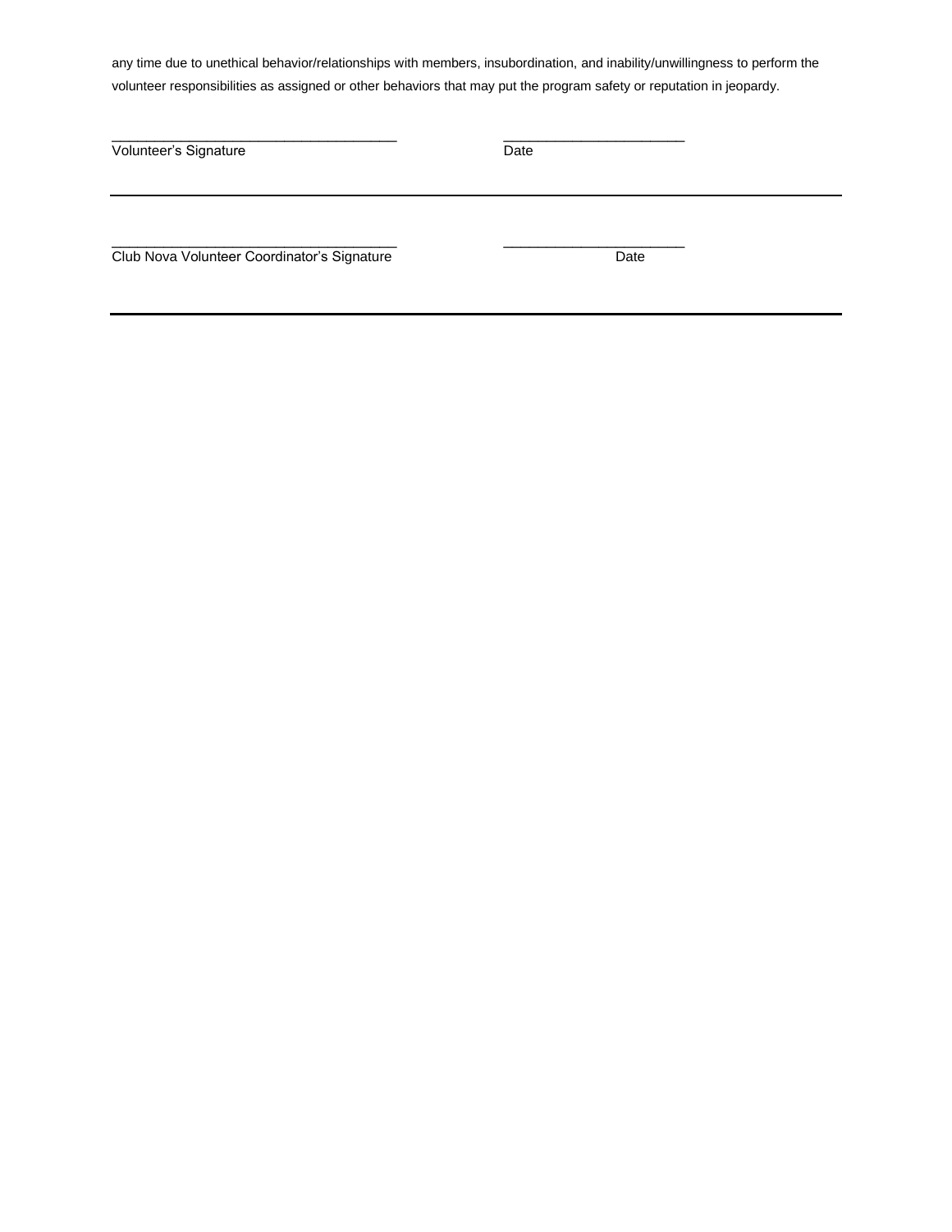any time due to unethical behavior/relationships with members, insubordination, and inability/unwillingness to perform the volunteer responsibilities as assigned or other behaviors that may put the program safety or reputation in jeopardy.

_____________________________________ _______________________

Volunteer's Signature Date

---

_____________________________________ _______________________

Club Nova Volunteer Coordinator's Signature Date

---